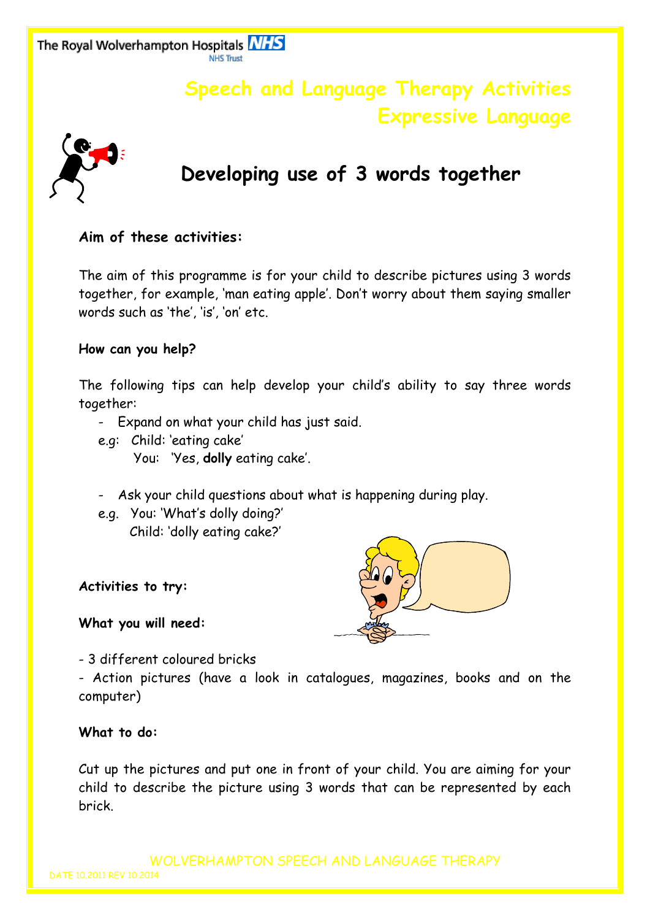The Royal Wolverhampton Hospitals NHS Trust

# Speech and Language Therapy Activities
# Expressive Language

## Developing use of 3 words together

**Aim of these activities:**

The aim of this programme is for your child to describe pictures using 3 words together, for example, 'man eating apple'. Don't worry about them saying smaller words such as 'the', 'is', 'on' etc.

**How can you help?**

The following tips can help develop your child's ability to say three words together:

- Expand on what your child has just said.

  e.g: Child: 'eating cake'
  
  You: 'Yes, **dolly** eating cake'.

- Ask your child questions about what is happening during play.

  e.g. You: 'What's dolly doing?'
  
  Child: 'dolly eating cake?'

**Activities to try:**

**What you will need:**

- 3 different coloured bricks
- Action pictures (have a look in catalogues, magazines, books and on the computer)

**What to do:**

Cut up the pictures and put one in front of your child. You are aiming for your child to describe the picture using 3 words that can be represented by each brick.

WOLVERHAMPTON SPEECH AND LANGUAGE THERAPY

DATE 10.2011 REV 10.2014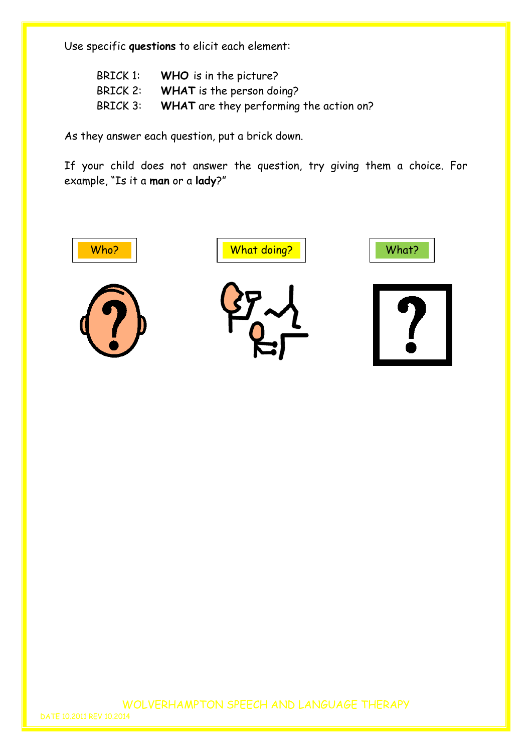Use specific **questions** to elicit each element:

BRICK 1: **WHO** is in the picture?
BRICK 2: **WHAT** is the person doing?
BRICK 3: **WHAT** are they performing the action on?

As they answer each question, put a brick down.

If your child does not answer the question, try giving them a choice. For example, "Is it a **man** or a **lady**?"

Who?

What doing?

What?